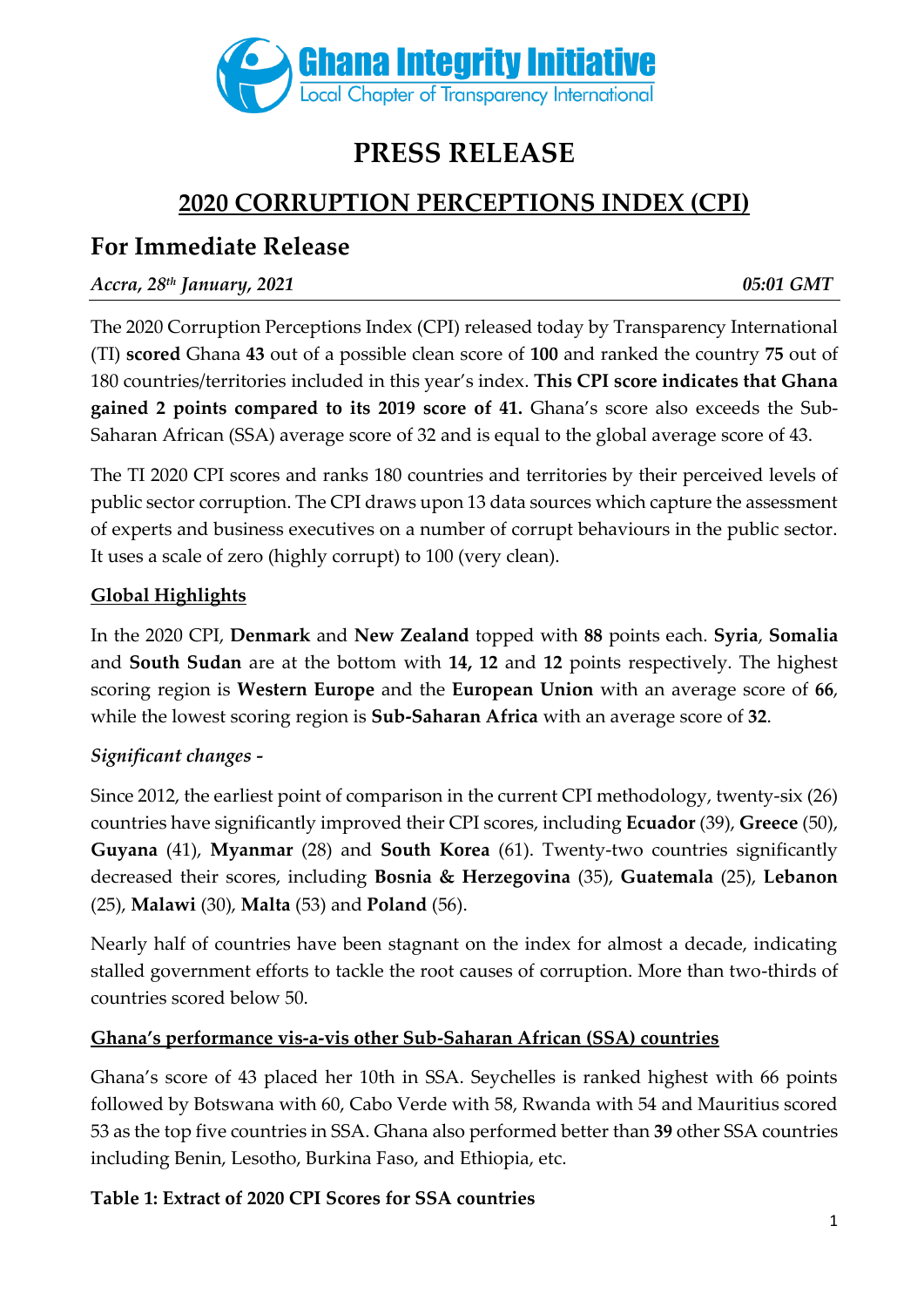Ghana Integrity Initiative
Local Chapter of Transparency International

# PRESS RELEASE

## 2020 CORRUPTION PERCEPTIONS INDEX (CPI)

## For Immediate Release

*Accra, 28th January, 2021* *05:01 GMT*

The 2020 Corruption Perceptions Index (CPI) released today by Transparency International (TI) **scored** Ghana **43** out of a possible clean score of **100** and ranked the country **75** out of 180 countries/territories included in this year's index. **This CPI score indicates that Ghana gained 2 points compared to its 2019 score of 41.** Ghana's score also exceeds the Sub-Saharan African (SSA) average score of 32 and is equal to the global average score of 43.

The TI 2020 CPI scores and ranks 180 countries and territories by their perceived levels of public sector corruption. The CPI draws upon 13 data sources which capture the assessment of experts and business executives on a number of corrupt behaviours in the public sector. It uses a scale of zero (highly corrupt) to 100 (very clean).

### Global Highlights

In the 2020 CPI, **Denmark** and **New Zealand** topped with **88** points each. **Syria**, **Somalia** and **South Sudan** are at the bottom with **14, 12** and **12** points respectively. The highest scoring region is **Western Europe** and the **European Union** with an average score of **66**, while the lowest scoring region is **Sub-Saharan Africa** with an average score of **32**.

*Significant changes -*

Since 2012, the earliest point of comparison in the current CPI methodology, twenty-six (26) countries have significantly improved their CPI scores, including **Ecuador** (39), **Greece** (50), **Guyana** (41), **Myanmar** (28) and **South Korea** (61). Twenty-two countries significantly decreased their scores, including **Bosnia & Herzegovina** (35), **Guatemala** (25), **Lebanon** (25), **Malawi** (30), **Malta** (53) and **Poland** (56).

Nearly half of countries have been stagnant on the index for almost a decade, indicating stalled government efforts to tackle the root causes of corruption. More than two-thirds of countries scored below 50.

### Ghana's performance vis-a-vis other Sub-Saharan African (SSA) countries

Ghana's score of 43 placed her 10th in SSA. Seychelles is ranked highest with 66 points followed by Botswana with 60, Cabo Verde with 58, Rwanda with 54 and Mauritius scored 53 as the top five countries in SSA. Ghana also performed better than **39** other SSA countries including Benin, Lesotho, Burkina Faso, and Ethiopia, etc.

**Table 1: Extract of 2020 CPI Scores for SSA countries**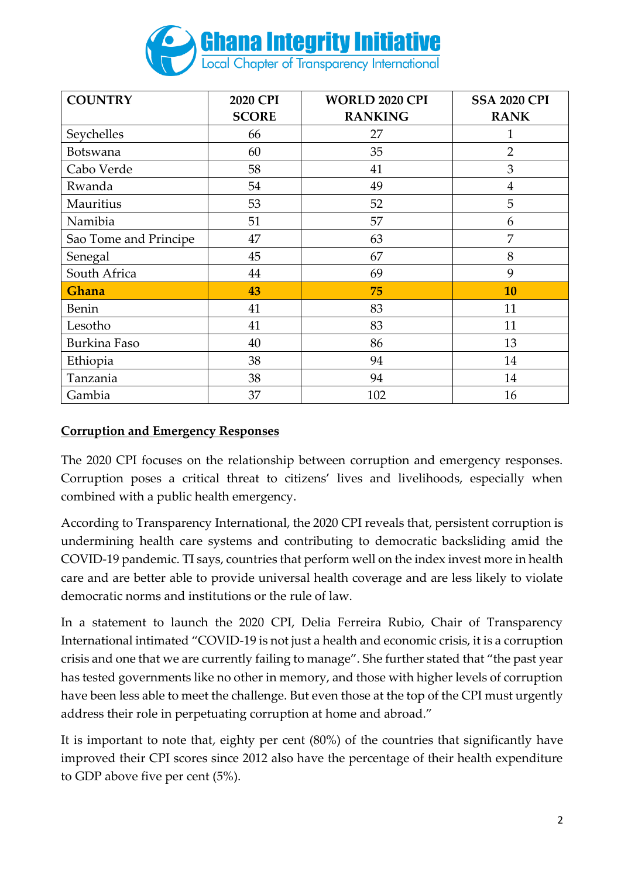| COUNTRY | 2020 CPI SCORE | WORLD 2020 CPI RANKING | SSA 2020 CPI RANK |
|---|---|---|---|
| Seychelles | 66 | 27 | 1 |
| Botswana | 60 | 35 | 2 |
| Cabo Verde | 58 | 41 | 3 |
| Rwanda | 54 | 49 | 4 |
| Mauritius | 53 | 52 | 5 |
| Namibia | 51 | 57 | 6 |
| Sao Tome and Principe | 47 | 63 | 7 |
| Senegal | 45 | 67 | 8 |
| South Africa | 44 | 69 | 9 |
| **Ghana** | **43** | **75** | **10** |
| Benin | 41 | 83 | 11 |
| Lesotho | 41 | 83 | 11 |
| Burkina Faso | 40 | 86 | 13 |
| Ethiopia | 38 | 94 | 14 |
| Tanzania | 38 | 94 | 14 |
| Gambia | 37 | 102 | 16 |

## Corruption and Emergency Responses

The 2020 CPI focuses on the relationship between corruption and emergency responses. Corruption poses a critical threat to citizens' lives and livelihoods, especially when combined with a public health emergency.

According to Transparency International, the 2020 CPI reveals that, persistent corruption is undermining health care systems and contributing to democratic backsliding amid the COVID-19 pandemic. TI says, countries that perform well on the index invest more in health care and are better able to provide universal health coverage and are less likely to violate democratic norms and institutions or the rule of law.

In a statement to launch the 2020 CPI, Delia Ferreira Rubio, Chair of Transparency International intimated "COVID-19 is not just a health and economic crisis, it is a corruption crisis and one that we are currently failing to manage". She further stated that "the past year has tested governments like no other in memory, and those with higher levels of corruption have been less able to meet the challenge. But even those at the top of the CPI must urgently address their role in perpetuating corruption at home and abroad."

It is important to note that, eighty per cent (80%) of the countries that significantly have improved their CPI scores since 2012 also have the percentage of their health expenditure to GDP above five per cent (5%).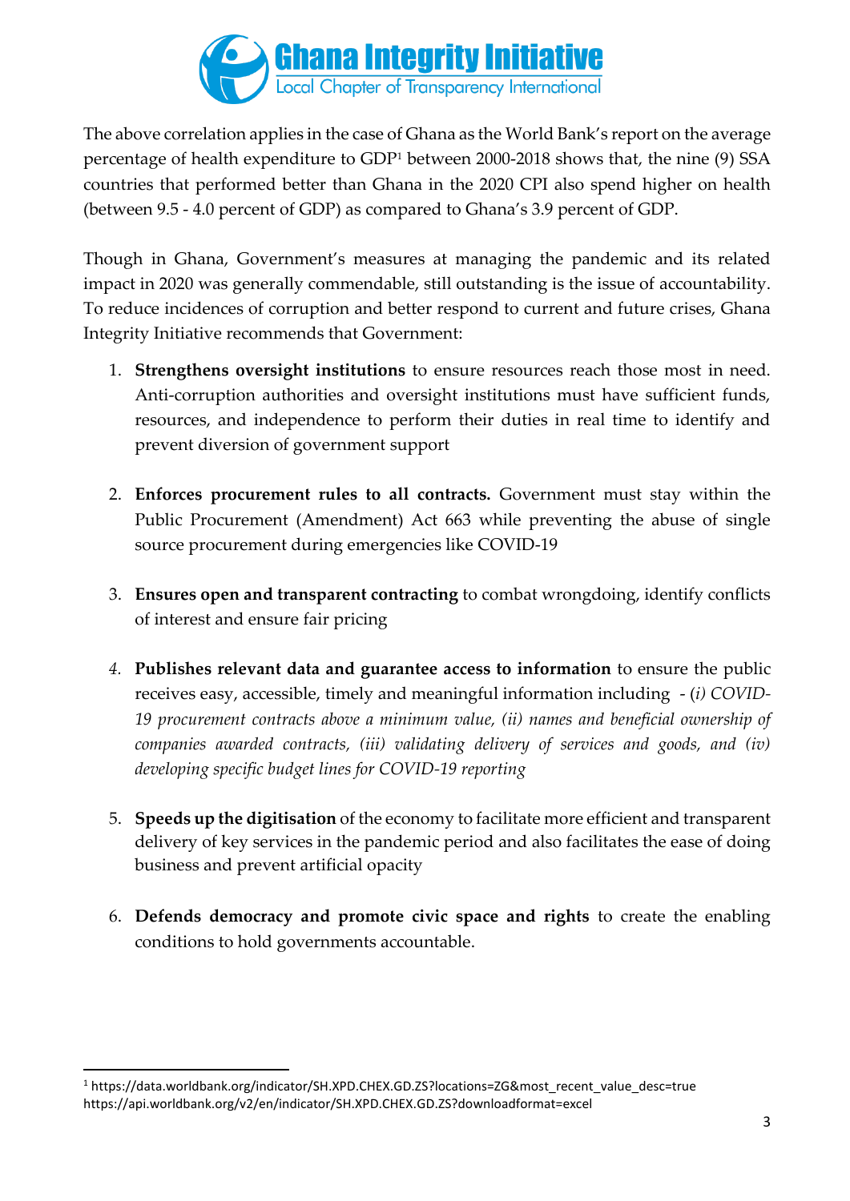The above correlation applies in the case of Ghana as the World Bank's report on the average percentage of health expenditure to GDP[1] between 2000-2018 shows that, the nine (9) SSA countries that performed better than Ghana in the 2020 CPI also spend higher on health (between 9.5 - 4.0 percent of GDP) as compared to Ghana's 3.9 percent of GDP.

Though in Ghana, Government's measures at managing the pandemic and its related impact in 2020 was generally commendable, still outstanding is the issue of accountability. To reduce incidences of corruption and better respond to current and future crises, Ghana Integrity Initiative recommends that Government:

1. **Strengthens oversight institutions** to ensure resources reach those most in need. Anti-corruption authorities and oversight institutions must have sufficient funds, resources, and independence to perform their duties in real time to identify and prevent diversion of government support

2. **Enforces procurement rules to all contracts.** Government must stay within the Public Procurement (Amendment) Act 663 while preventing the abuse of single source procurement during emergencies like COVID-19

3. **Ensures open and transparent contracting** to combat wrongdoing, identify conflicts of interest and ensure fair pricing

4. **Publishes relevant data and guarantee access to information** to ensure the public receives easy, accessible, timely and meaningful information including - *(i) COVID-19 procurement contracts above a minimum value, (ii) names and beneficial ownership of companies awarded contracts, (iii) validating delivery of services and goods, and (iv) developing specific budget lines for COVID-19 reporting*

5. **Speeds up the digitisation** of the economy to facilitate more efficient and transparent delivery of key services in the pandemic period and also facilitates the ease of doing business and prevent artificial opacity

6. **Defends democracy and promote civic space and rights** to create the enabling conditions to hold governments accountable.

---

[1] https://data.worldbank.org/indicator/SH.XPD.CHEX.GD.ZS?locations=ZG&most_recent_value_desc=true
https://api.worldbank.org/v2/en/indicator/SH.XPD.CHEX.GD.ZS?downloadformat=excel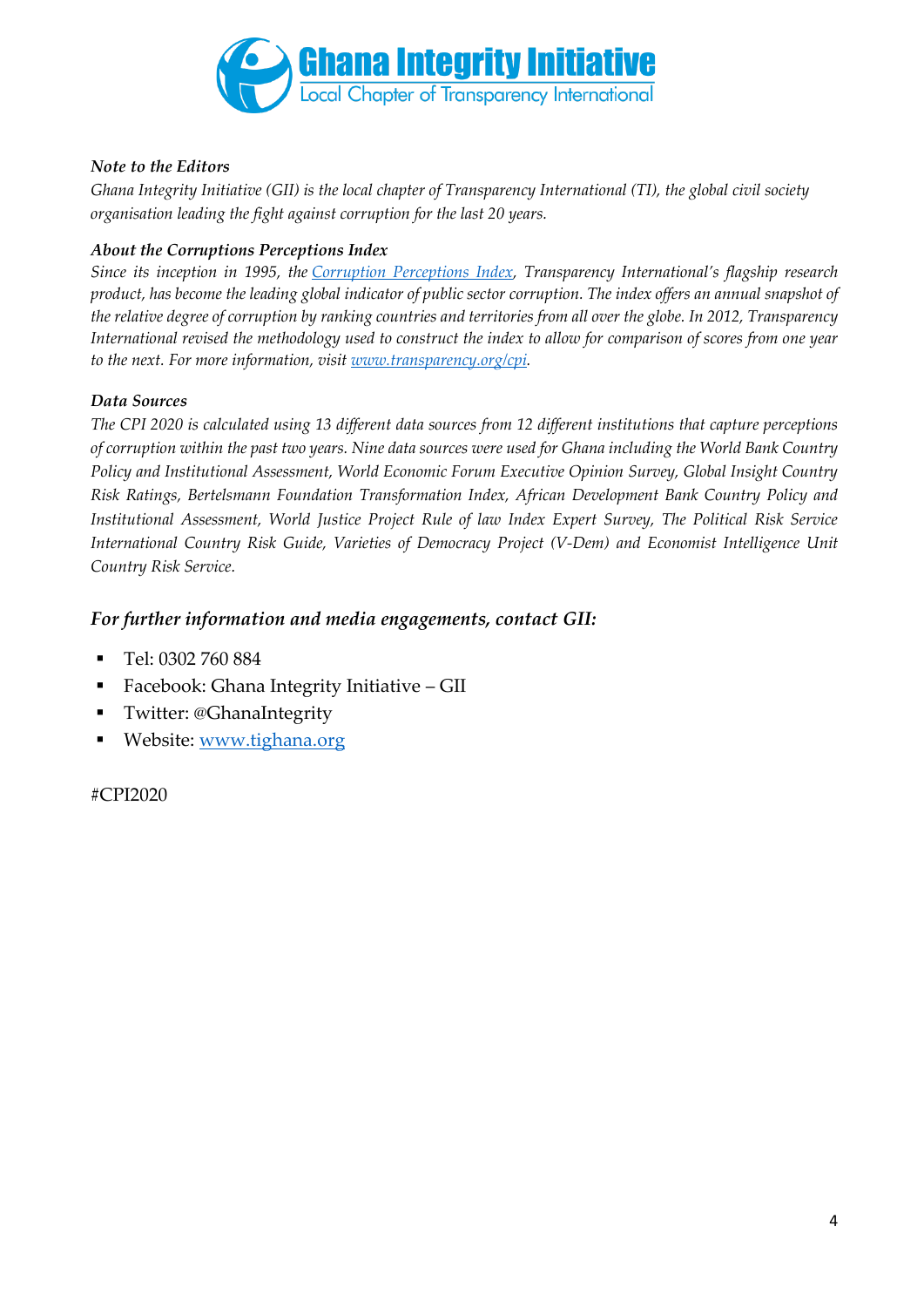### *Note to the Editors*

*Ghana Integrity Initiative (GII) is the local chapter of Transparency International (TI), the global civil society organisation leading the fight against corruption for the last 20 years.*

### *About the Corruptions Perceptions Index*

*Since its inception in 1995, the [Corruption Perceptions Index](www.transparency.org/cpi), Transparency International's flagship research product, has become the leading global indicator of public sector corruption. The index offers an annual snapshot of the relative degree of corruption by ranking countries and territories from all over the globe. In 2012, Transparency International revised the methodology used to construct the index to allow for comparison of scores from one year to the next. For more information, visit [www.transparency.org/cpi](www.transparency.org/cpi).*

### *Data Sources*

*The CPI 2020 is calculated using 13 different data sources from 12 different institutions that capture perceptions of corruption within the past two years. Nine data sources were used for Ghana including the World Bank Country Policy and Institutional Assessment, World Economic Forum Executive Opinion Survey, Global Insight Country Risk Ratings, Bertelsmann Foundation Transformation Index, African Development Bank Country Policy and Institutional Assessment, World Justice Project Rule of law Index Expert Survey, The Political Risk Service International Country Risk Guide, Varieties of Democracy Project (V-Dem) and Economist Intelligence Unit Country Risk Service.*

## *For further information and media engagements, contact GII:*

- Tel: 0302 760 884
- Facebook: Ghana Integrity Initiative – GII
- Twitter: @GhanaIntegrity
- Website: [www.tighana.org](www.tighana.org)

#CPI2020